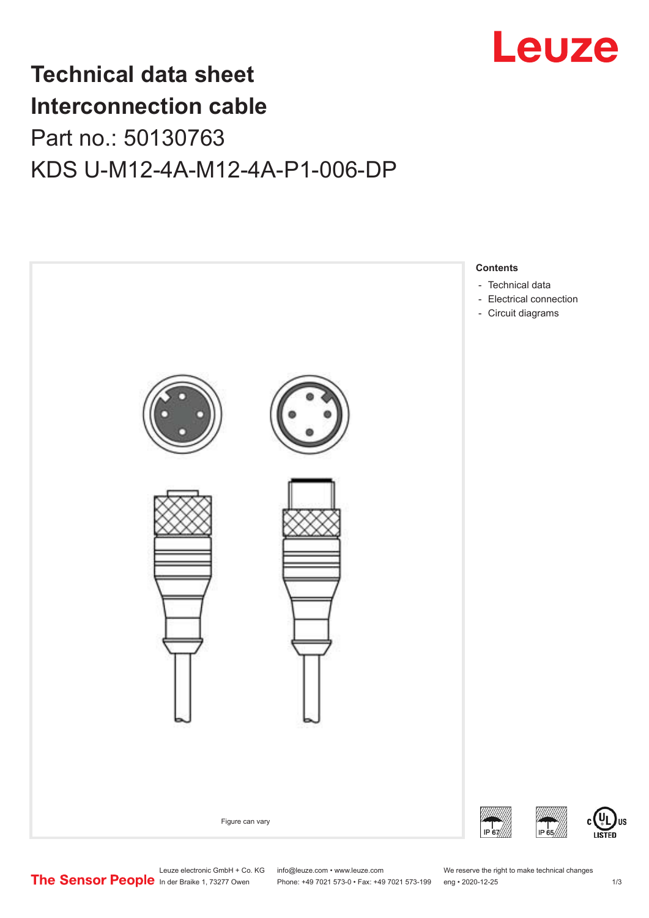# Technical data sheet
# Interconnection cable

Part no.: 50130763

KDS U-M12-4A-M12-4A-P1-006-DP

Figure can vary

**Contents**

- Technical data
- Electrical connection
- Circuit diagrams

IP 67

IP 65

c UL us LISTED

The Sensor People

Leuze electronic GmbH + Co. KG
In der Braike 1, 73277 Owen

info@leuze.com • www.leuze.com
Phone: +49 7021 573-0 • Fax: +49 7021 573-199

We reserve the right to make technical changes
eng • 2020-12-25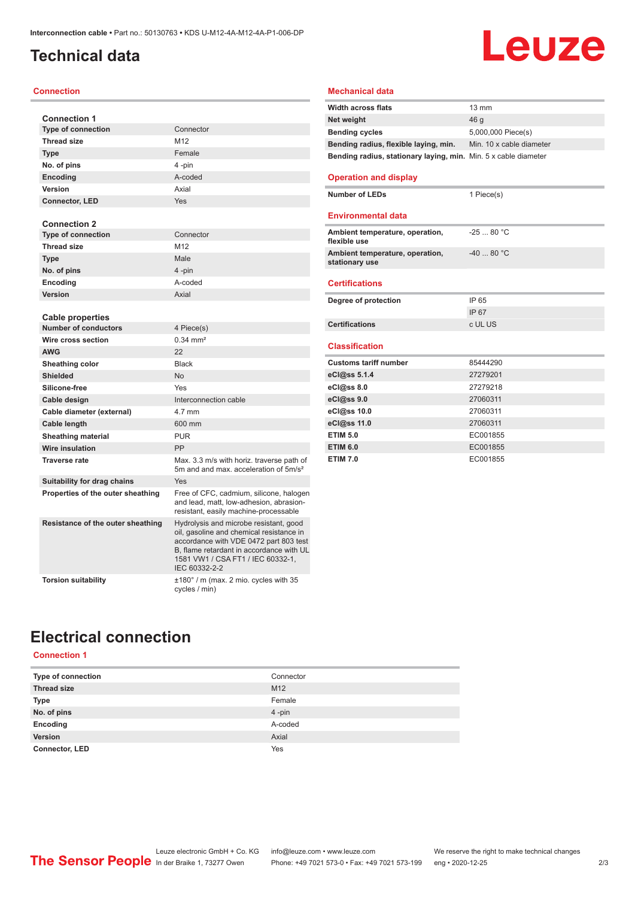# Technical data

## Connection

### Connection 1

| | |
|---|---|
| Type of connection | Connector |
| Thread size | M12 |
| Type | Female |
| No. of pins | 4 -pin |
| Encoding | A-coded |
| Version | Axial |
| Connector, LED | Yes |

### Connection 2

| | |
|---|---|
| Type of connection | Connector |
| Thread size | M12 |
| Type | Male |
| No. of pins | 4 -pin |
| Encoding | A-coded |
| Version | Axial |

### Cable properties

| | |
|---|---|
| Number of conductors | 4 Piece(s) |
| Wire cross section | 0.34 mm² |
| AWG | 22 |
| Sheathing color | Black |
| Shielded | No |
| Silicone-free | Yes |
| Cable design | Interconnection cable |
| Cable diameter (external) | 4.7 mm |
| Cable length | 600 mm |
| Sheathing material | PUR |
| Wire insulation | PP |
| Traverse rate | Max. 3.3 m/s with horiz. traverse path of 5m and and max. acceleration of 5m/s² |
| Suitability for drag chains | Yes |
| Properties of the outer sheathing | Free of CFC, cadmium, silicone, halogen and lead, matt, low-adhesion, abrasion-resistant, easily machine-processable |
| Resistance of the outer sheathing | Hydrolysis and microbe resistant, good oil, gasoline and chemical resistance in accordance with VDE 0472 part 803 test B, flame retardant in accordance with UL 1581 VW1 / CSA FT1 / IEC 60332-1, IEC 60332-2-2 |
| Torsion suitability | ±180° / m (max. 2 mio. cycles with 35 cycles / min) |

## Mechanical data

| | |
|---|---|
| Width across flats | 13 mm |
| Net weight | 46 g |
| Bending cycles | 5,000,000 Piece(s) |
| Bending radius, flexible laying, min. | Min. 10 x cable diameter |
| Bending radius, stationary laying, min. | Min. 5 x cable diameter |

## Operation and display

| | |
|---|---|
| Number of LEDs | 1 Piece(s) |

## Environmental data

| | |
|---|---|
| Ambient temperature, operation, flexible use | -25 ... 80 °C |
| Ambient temperature, operation, stationary use | -40 ... 80 °C |

## Certifications

| | |
|---|---|
| Degree of protection | IP 65 |
| | IP 67 |
| Certifications | c UL US |

## Classification

| | |
|---|---|
| Customs tariff number | 85444290 |
| eCl@ss 5.1.4 | 27279201 |
| eCl@ss 8.0 | 27279218 |
| eCl@ss 9.0 | 27060311 |
| eCl@ss 10.0 | 27060311 |
| eCl@ss 11.0 | 27060311 |
| ETIM 5.0 | EC001855 |
| ETIM 6.0 | EC001855 |
| ETIM 7.0 | EC001855 |

# Electrical connection

## Connection 1

| | |
|---|---|
| Type of connection | Connector |
| Thread size | M12 |
| Type | Female |
| No. of pins | 4 -pin |
| Encoding | A-coded |
| Version | Axial |
| Connector, LED | Yes |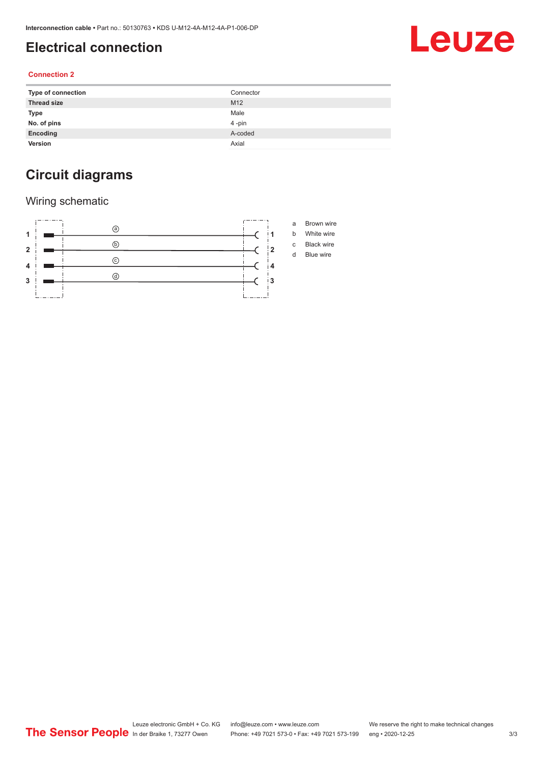# Electrical connection

**Connection 2**

| | |
|---|---|
| **Type of connection** | Connector |
| **Thread size** | M12 |
| **Type** | Male |
| **No. of pins** | 4 -pin |
| **Encoding** | A-coded |
| **Version** | Axial |

# Circuit diagrams

## Wiring schematic

1
2
4
3

a
b
c
d

1
2
4
3

a Brown wire
b White wire
c Black wire
d Blue wire